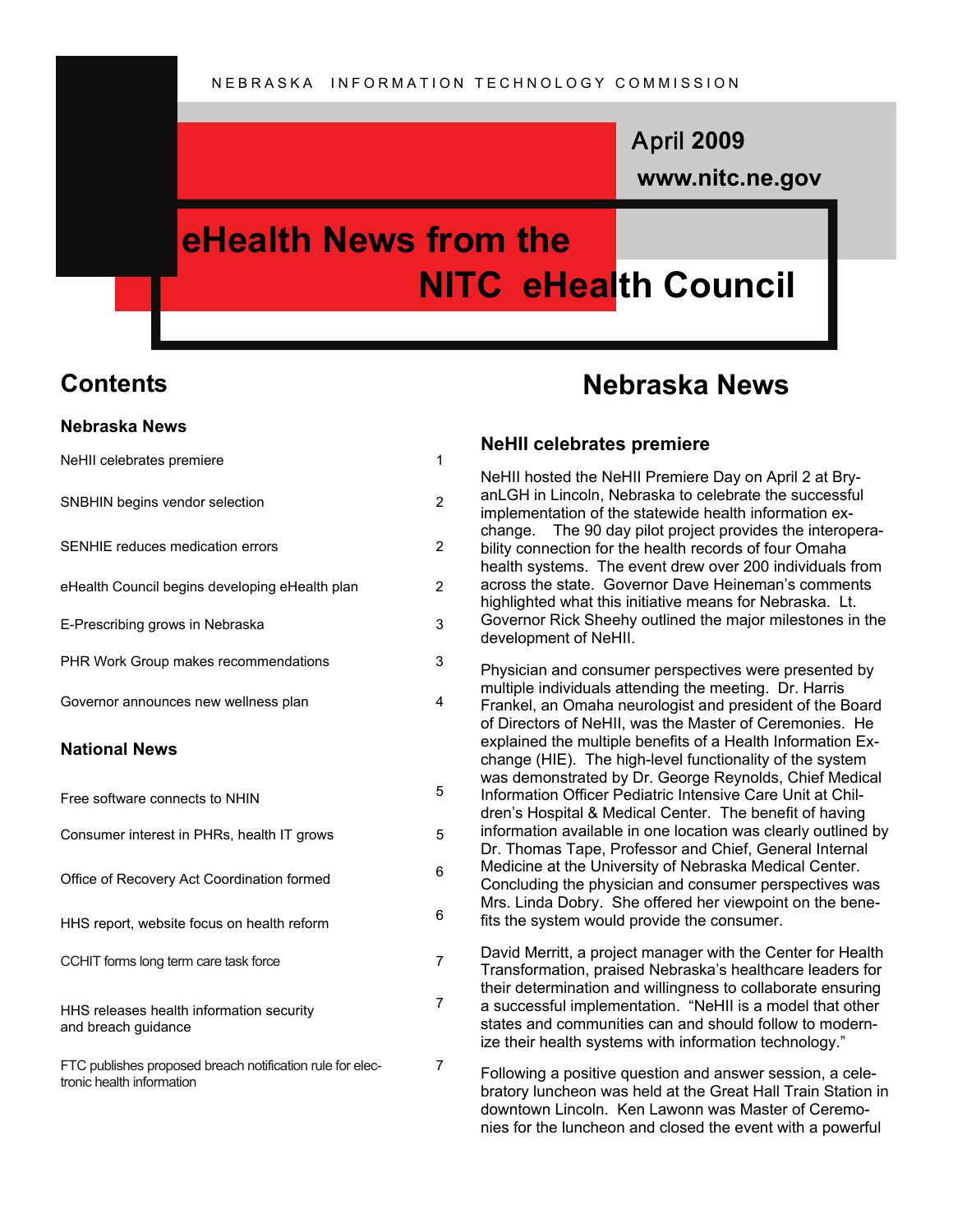NEBRASKA INFORMATION TECHNOLOGY COMMISSION

April 2009

www.nitc.ne.gov

# eHealth News from the NITC eHealth Council

## Contents

### Nebraska News

| | |
|---|---|
| NeHII celebrates premiere | 1 |
| SNBHIN begins vendor selection | 2 |
| SENHIE reduces medication errors | 2 |
| eHealth Council begins developing eHealth plan | 2 |
| E-Prescribing grows in Nebraska | 3 |
| PHR Work Group makes recommendations | 3 |
| Governor announces new wellness plan | 4 |

### National News

| | |
|---|---|
| Free software connects to NHIN | 5 |
| Consumer interest in PHRs, health IT grows | 5 |
| Office of Recovery Act Coordination formed | 6 |
| HHS report, website focus on health reform | 6 |
| CCHIT forms long term care task force | 7 |
| HHS releases health information security and breach guidance | 7 |
| FTC publishes proposed breach notification rule for electronic health information | 7 |

## Nebraska News

### NeHII celebrates premiere

NeHII hosted the NeHII Premiere Day on April 2 at BryanLGH in Lincoln, Nebraska to celebrate the successful implementation of the statewide health information exchange. The 90 day pilot project provides the interoperability connection for the health records of four Omaha health systems. The event drew over 200 individuals from across the state. Governor Dave Heineman's comments highlighted what this initiative means for Nebraska. Lt. Governor Rick Sheehy outlined the major milestones in the development of NeHII.

Physician and consumer perspectives were presented by multiple individuals attending the meeting. Dr. Harris Frankel, an Omaha neurologist and president of the Board of Directors of NeHII, was the Master of Ceremonies. He explained the multiple benefits of a Health Information Exchange (HIE). The high-level functionality of the system was demonstrated by Dr. George Reynolds, Chief Medical Information Officer Pediatric Intensive Care Unit at Children's Hospital & Medical Center. The benefit of having information available in one location was clearly outlined by Dr. Thomas Tape, Professor and Chief, General Internal Medicine at the University of Nebraska Medical Center. Concluding the physician and consumer perspectives was Mrs. Linda Dobry. She offered her viewpoint on the benefits the system would provide the consumer.

David Merritt, a project manager with the Center for Health Transformation, praised Nebraska's healthcare leaders for their determination and willingness to collaborate ensuring a successful implementation. "NeHII is a model that other states and communities can and should follow to modernize their health systems with information technology."

Following a positive question and answer session, a celebratory luncheon was held at the Great Hall Train Station in downtown Lincoln. Ken Lawonn was Master of Ceremonies for the luncheon and closed the event with a powerful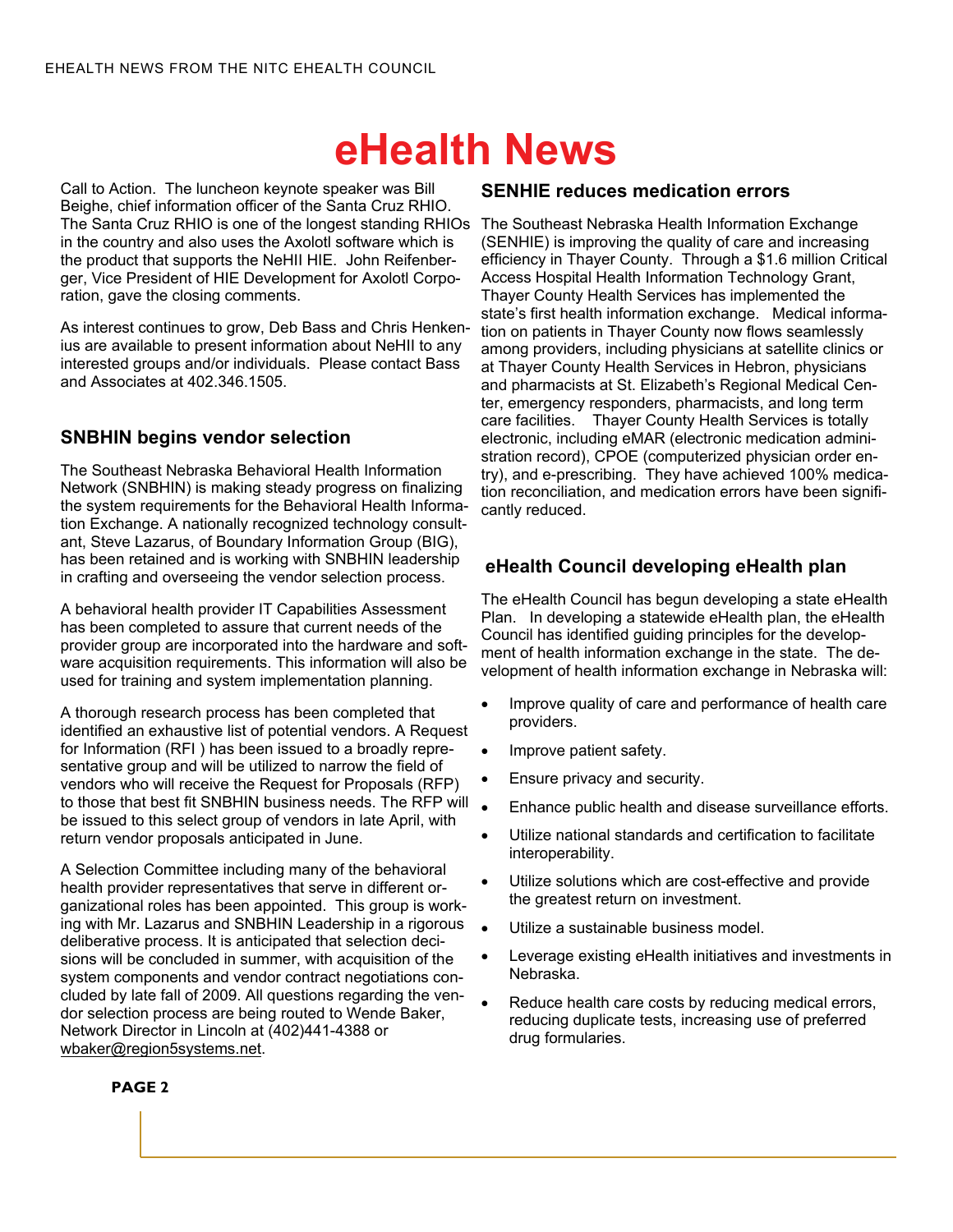# eHealth News

Call to Action. The luncheon keynote speaker was Bill Beighe, chief information officer of the Santa Cruz RHIO. The Santa Cruz RHIO is one of the longest standing RHIOs in the country and also uses the Axolotl software which is the product that supports the NeHII HIE. John Reifenberger, Vice President of HIE Development for Axolotl Corporation, gave the closing comments.

As interest continues to grow, Deb Bass and Chris Henkenius are available to present information about NeHII to any interested groups and/or individuals. Please contact Bass and Associates at 402.346.1505.

## SNBHIN begins vendor selection

The Southeast Nebraska Behavioral Health Information Network (SNBHIN) is making steady progress on finalizing the system requirements for the Behavioral Health Information Exchange. A nationally recognized technology consultant, Steve Lazarus, of Boundary Information Group (BIG), has been retained and is working with SNBHIN leadership in crafting and overseeing the vendor selection process.

A behavioral health provider IT Capabilities Assessment has been completed to assure that current needs of the provider group are incorporated into the hardware and software acquisition requirements. This information will also be used for training and system implementation planning.

A thorough research process has been completed that identified an exhaustive list of potential vendors. A Request for Information (RFI ) has been issued to a broadly representative group and will be utilized to narrow the field of vendors who will receive the Request for Proposals (RFP) to those that best fit SNBHIN business needs. The RFP will be issued to this select group of vendors in late April, with return vendor proposals anticipated in June.

A Selection Committee including many of the behavioral health provider representatives that serve in different organizational roles has been appointed. This group is working with Mr. Lazarus and SNBHIN Leadership in a rigorous deliberative process. It is anticipated that selection decisions will be concluded in summer, with acquisition of the system components and vendor contract negotiations concluded by late fall of 2009. All questions regarding the vendor selection process are being routed to Wende Baker, Network Director in Lincoln at (402)441-4388 or wbaker@region5systems.net.

## SENHIE reduces medication errors

The Southeast Nebraska Health Information Exchange (SENHIE) is improving the quality of care and increasing efficiency in Thayer County. Through a $1.6 million Critical Access Hospital Health Information Technology Grant, Thayer County Health Services has implemented the state's first health information exchange. Medical information on patients in Thayer County now flows seamlessly among providers, including physicians at satellite clinics or at Thayer County Health Services in Hebron, physicians and pharmacists at St. Elizabeth's Regional Medical Center, emergency responders, pharmacists, and long term care facilities. Thayer County Health Services is totally electronic, including eMAR (electronic medication administration record), CPOE (computerized physician order entry), and e-prescribing. They have achieved 100% medication reconciliation, and medication errors have been significantly reduced.

## eHealth Council developing eHealth plan

The eHealth Council has begun developing a state eHealth Plan. In developing a statewide eHealth plan, the eHealth Council has identified guiding principles for the development of health information exchange in the state. The development of health information exchange in Nebraska will:

- Improve quality of care and performance of health care providers.
- Improve patient safety.
- Ensure privacy and security.
- Enhance public health and disease surveillance efforts.
- Utilize national standards and certification to facilitate interoperability.
- Utilize solutions which are cost-effective and provide the greatest return on investment.
- Utilize a sustainable business model.
- Leverage existing eHealth initiatives and investments in Nebraska.
- Reduce health care costs by reducing medical errors, reducing duplicate tests, increasing use of preferred drug formularies.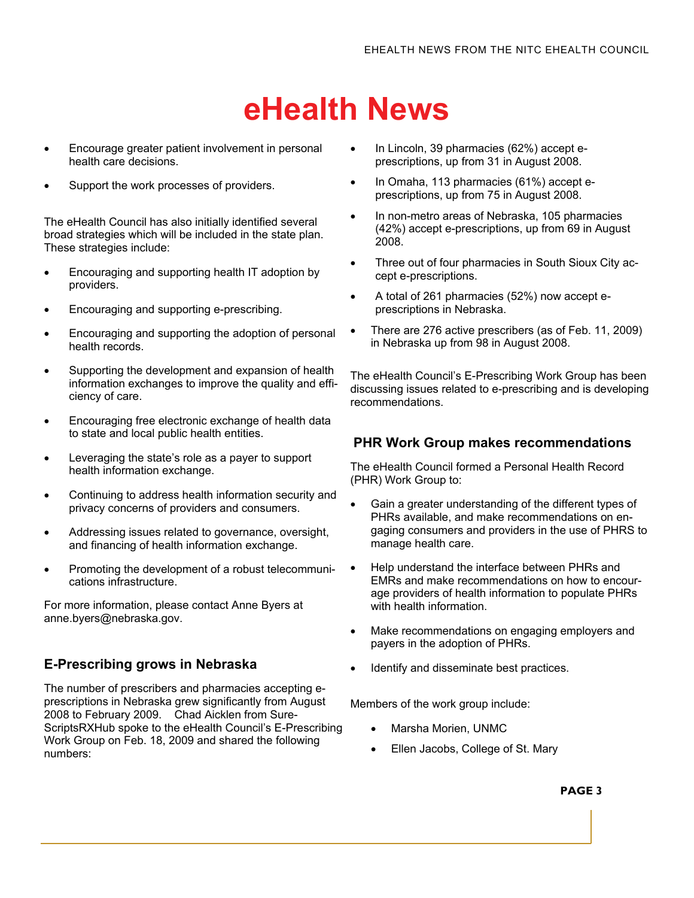# eHealth News

- Encourage greater patient involvement in personal health care decisions.
- Support the work processes of providers.

The eHealth Council has also initially identified several broad strategies which will be included in the state plan. These strategies include:

- Encouraging and supporting health IT adoption by providers.
- Encouraging and supporting e-prescribing.
- Encouraging and supporting the adoption of personal health records.
- Supporting the development and expansion of health information exchanges to improve the quality and efficiency of care.
- Encouraging free electronic exchange of health data to state and local public health entities.
- Leveraging the state's role as a payer to support health information exchange.
- Continuing to address health information security and privacy concerns of providers and consumers.
- Addressing issues related to governance, oversight, and financing of health information exchange.
- Promoting the development of a robust telecommunications infrastructure.

For more information, please contact Anne Byers at anne.byers@nebraska.gov.

## E-Prescribing grows in Nebraska

The number of prescribers and pharmacies accepting e-prescriptions in Nebraska grew significantly from August 2008 to February 2009. Chad Aicklen from SureScriptsRXHub spoke to the eHealth Council's E-Prescribing Work Group on Feb. 18, 2009 and shared the following numbers:

- In Lincoln, 39 pharmacies (62%) accept e-prescriptions, up from 31 in August 2008.
- In Omaha, 113 pharmacies (61%) accept e-prescriptions, up from 75 in August 2008.
- In non-metro areas of Nebraska, 105 pharmacies (42%) accept e-prescriptions, up from 69 in August 2008.
- Three out of four pharmacies in South Sioux City accept e-prescriptions.
- A total of 261 pharmacies (52%) now accept e-prescriptions in Nebraska.
- There are 276 active prescribers (as of Feb. 11, 2009) in Nebraska up from 98 in August 2008.

The eHealth Council's E-Prescribing Work Group has been discussing issues related to e-prescribing and is developing recommendations.

## PHR Work Group makes recommendations

The eHealth Council formed a Personal Health Record (PHR) Work Group to:

- Gain a greater understanding of the different types of PHRs available, and make recommendations on engaging consumers and providers in the use of PHRS to manage health care.
- Help understand the interface between PHRs and EMRs and make recommendations on how to encourage providers of health information to populate PHRs with health information.
- Make recommendations on engaging employers and payers in the adoption of PHRs.
- Identify and disseminate best practices.

Members of the work group include:

- Marsha Morien, UNMC
- Ellen Jacobs, College of St. Mary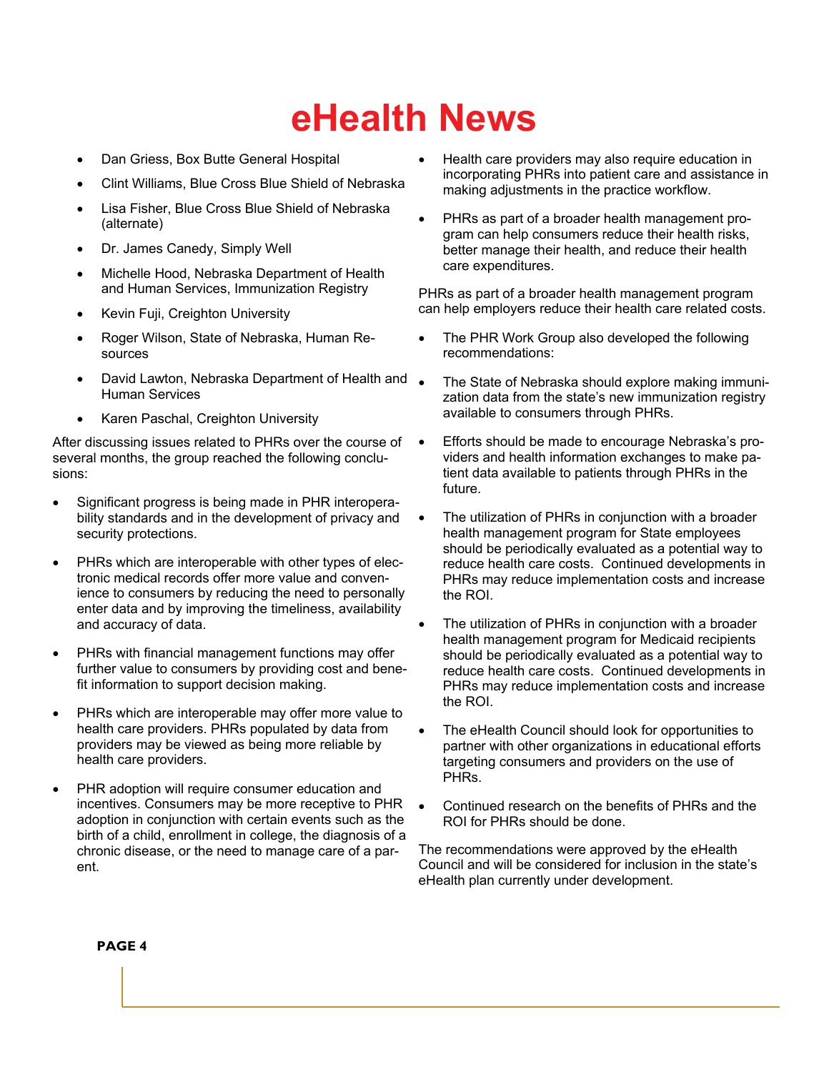- Dan Griess, Box Butte General Hospital
- Clint Williams, Blue Cross Blue Shield of Nebraska
- Lisa Fisher, Blue Cross Blue Shield of Nebraska (alternate)
- Dr. James Canedy, Simply Well
- Michelle Hood, Nebraska Department of Health and Human Services, Immunization Registry
- Kevin Fuji, Creighton University
- Roger Wilson, State of Nebraska, Human Resources
- David Lawton, Nebraska Department of Health and Human Services
- Karen Paschal, Creighton University

After discussing issues related to PHRs over the course of several months, the group reached the following conclusions:

- Significant progress is being made in PHR interoperability standards and in the development of privacy and security protections.
- PHRs which are interoperable with other types of electronic medical records offer more value and convenience to consumers by reducing the need to personally enter data and by improving the timeliness, availability and accuracy of data.
- PHRs with financial management functions may offer further value to consumers by providing cost and benefit information to support decision making.
- PHRs which are interoperable may offer more value to health care providers. PHRs populated by data from providers may be viewed as being more reliable by health care providers.
- PHR adoption will require consumer education and incentives. Consumers may be more receptive to PHR adoption in conjunction with certain events such as the birth of a child, enrollment in college, the diagnosis of a chronic disease, or the need to manage care of a parent.
- Health care providers may also require education in incorporating PHRs into patient care and assistance in making adjustments in the practice workflow.
- PHRs as part of a broader health management program can help consumers reduce their health risks, better manage their health, and reduce their health care expenditures.

PHRs as part of a broader health management program can help employers reduce their health care related costs.

- The PHR Work Group also developed the following recommendations:
- The State of Nebraska should explore making immunization data from the state's new immunization registry available to consumers through PHRs.
- Efforts should be made to encourage Nebraska's providers and health information exchanges to make patient data available to patients through PHRs in the future.
- The utilization of PHRs in conjunction with a broader health management program for State employees should be periodically evaluated as a potential way to reduce health care costs. Continued developments in PHRs may reduce implementation costs and increase the ROI.
- The utilization of PHRs in conjunction with a broader health management program for Medicaid recipients should be periodically evaluated as a potential way to reduce health care costs. Continued developments in PHRs may reduce implementation costs and increase the ROI.
- The eHealth Council should look for opportunities to partner with other organizations in educational efforts targeting consumers and providers on the use of PHRs.
- Continued research on the benefits of PHRs and the ROI for PHRs should be done.

The recommendations were approved by the eHealth Council and will be considered for inclusion in the state's eHealth plan currently under development.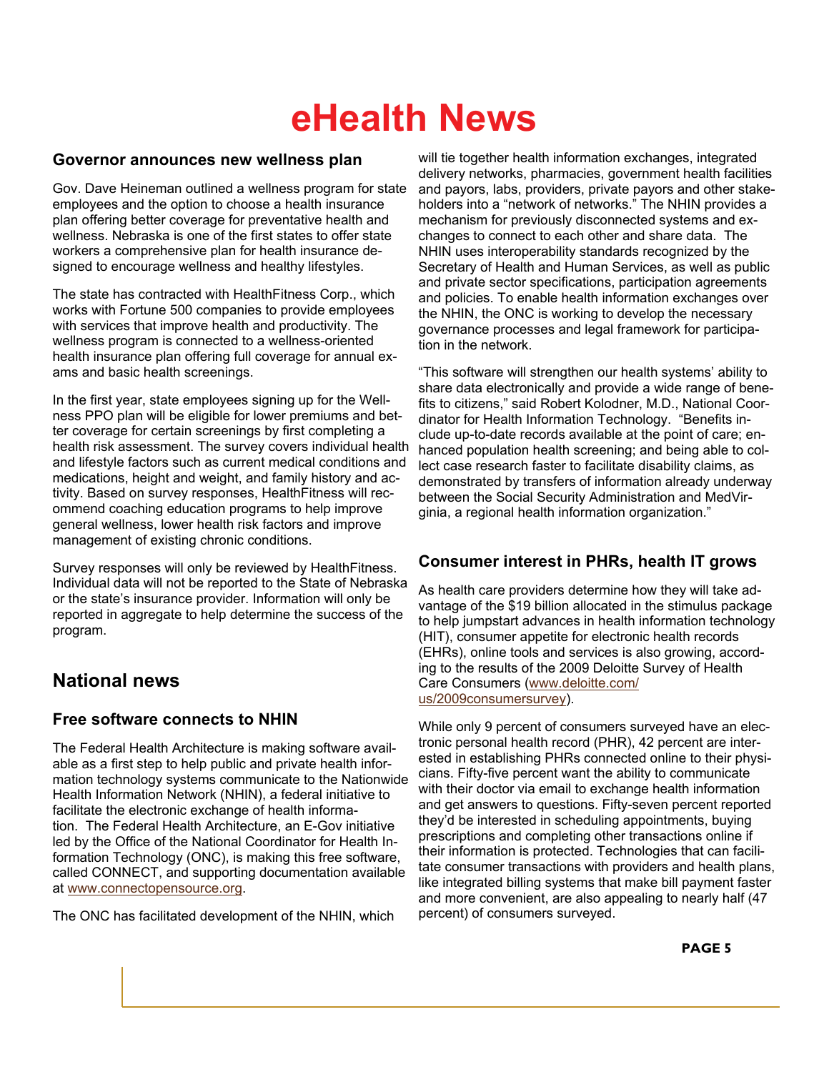# eHealth News

### Governor announces new wellness plan

Gov. Dave Heineman outlined a wellness program for state employees and the option to choose a health insurance plan offering better coverage for preventative health and wellness. Nebraska is one of the first states to offer state workers a comprehensive plan for health insurance designed to encourage wellness and healthy lifestyles.

The state has contracted with HealthFitness Corp., which works with Fortune 500 companies to provide employees with services that improve health and productivity. The wellness program is connected to a wellness-oriented health insurance plan offering full coverage for annual exams and basic health screenings.

In the first year, state employees signing up for the Wellness PPO plan will be eligible for lower premiums and better coverage for certain screenings by first completing a health risk assessment. The survey covers individual health and lifestyle factors such as current medical conditions and medications, height and weight, and family history and activity. Based on survey responses, HealthFitness will recommend coaching education programs to help improve general wellness, lower health risk factors and improve management of existing chronic conditions.

Survey responses will only be reviewed by HealthFitness. Individual data will not be reported to the State of Nebraska or the state's insurance provider. Information will only be reported in aggregate to help determine the success of the program.

## National news

### Free software connects to NHIN

The Federal Health Architecture is making software available as a first step to help public and private health information technology systems communicate to the Nationwide Health Information Network (NHIN), a federal initiative to facilitate the electronic exchange of health information. The Federal Health Architecture, an E-Gov initiative led by the Office of the National Coordinator for Health Information Technology (ONC), is making this free software, called CONNECT, and supporting documentation available at www.connectopensource.org.

The ONC has facilitated development of the NHIN, which will tie together health information exchanges, integrated delivery networks, pharmacies, government health facilities and payors, labs, providers, private payors and other stakeholders into a "network of networks." The NHIN provides a mechanism for previously disconnected systems and exchanges to connect to each other and share data. The NHIN uses interoperability standards recognized by the Secretary of Health and Human Services, as well as public and private sector specifications, participation agreements and policies. To enable health information exchanges over the NHIN, the ONC is working to develop the necessary governance processes and legal framework for participation in the network.

"This software will strengthen our health systems' ability to share data electronically and provide a wide range of benefits to citizens," said Robert Kolodner, M.D., National Coordinator for Health Information Technology. "Benefits include up-to-date records available at the point of care; enhanced population health screening; and being able to collect case research faster to facilitate disability claims, as demonstrated by transfers of information already underway between the Social Security Administration and MedVirginia, a regional health information organization."

### Consumer interest in PHRs, health IT grows

As health care providers determine how they will take advantage of the $19 billion allocated in the stimulus package to help jumpstart advances in health information technology (HIT), consumer appetite for electronic health records (EHRs), online tools and services is also growing, according to the results of the 2009 Deloitte Survey of Health Care Consumers (www.deloitte.com/us/2009consumersurvey).

While only 9 percent of consumers surveyed have an electronic personal health record (PHR), 42 percent are interested in establishing PHRs connected online to their physicians. Fifty-five percent want the ability to communicate with their doctor via email to exchange health information and get answers to questions. Fifty-seven percent reported they'd be interested in scheduling appointments, buying prescriptions and completing other transactions online if their information is protected. Technologies that can facilitate consumer transactions with providers and health plans, like integrated billing systems that make bill payment faster and more convenient, are also appealing to nearly half (47 percent) of consumers surveyed.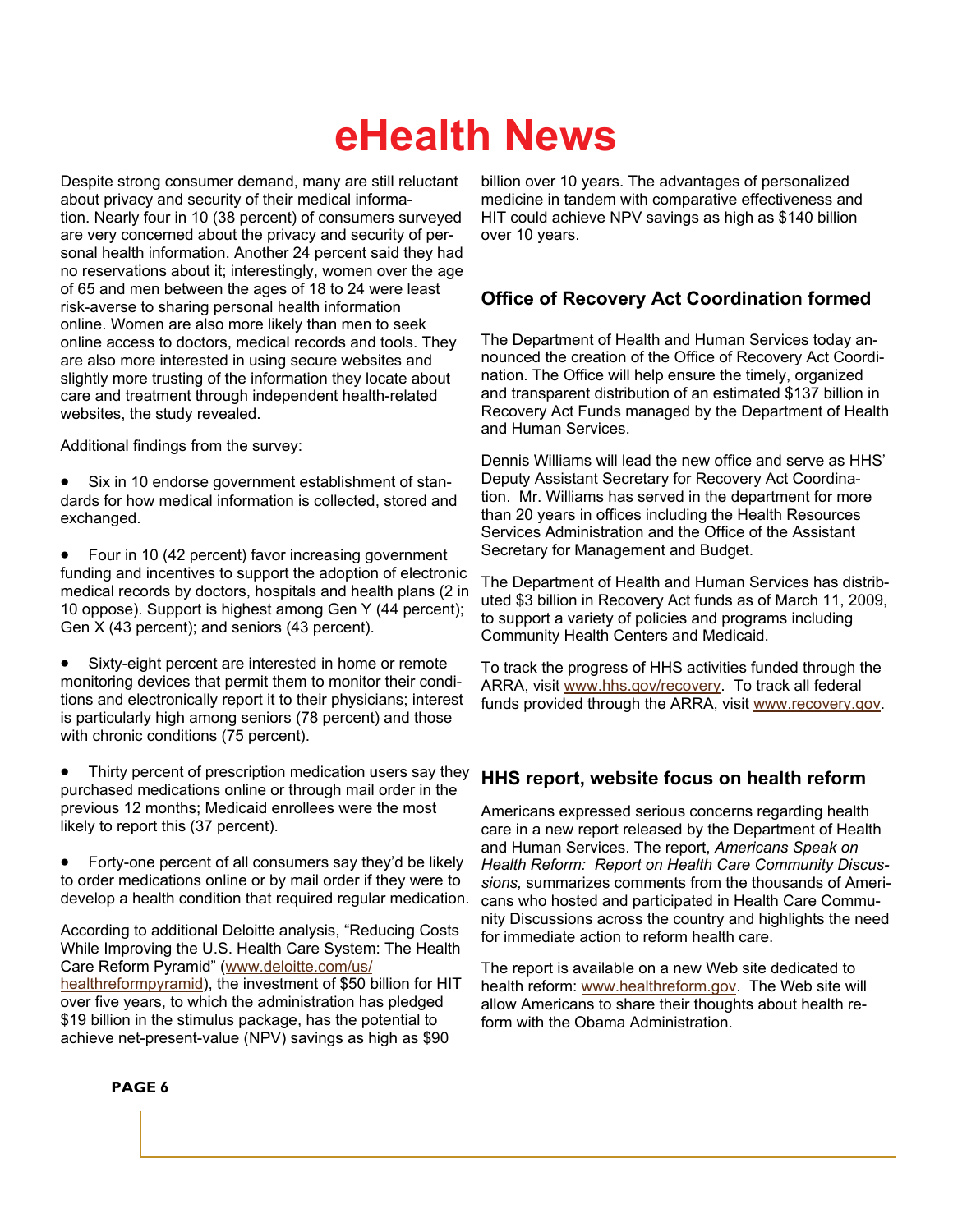# eHealth News

Despite strong consumer demand, many are still reluctant about privacy and security of their medical information. Nearly four in 10 (38 percent) of consumers surveyed are very concerned about the privacy and security of personal health information. Another 24 percent said they had no reservations about it; interestingly, women over the age of 65 and men between the ages of 18 to 24 were least risk-averse to sharing personal health information online. Women are also more likely than men to seek online access to doctors, medical records and tools. They are also more interested in using secure websites and slightly more trusting of the information they locate about care and treatment through independent health-related websites, the study revealed.

Additional findings from the survey:

- Six in 10 endorse government establishment of standards for how medical information is collected, stored and exchanged.
- Four in 10 (42 percent) favor increasing government funding and incentives to support the adoption of electronic medical records by doctors, hospitals and health plans (2 in 10 oppose). Support is highest among Gen Y (44 percent); Gen X (43 percent); and seniors (43 percent).
- Sixty-eight percent are interested in home or remote monitoring devices that permit them to monitor their conditions and electronically report it to their physicians; interest is particularly high among seniors (78 percent) and those with chronic conditions (75 percent).
- Thirty percent of prescription medication users say they purchased medications online or through mail order in the previous 12 months; Medicaid enrollees were the most likely to report this (37 percent).
- Forty-one percent of all consumers say they'd be likely to order medications online or by mail order if they were to develop a health condition that required regular medication.

According to additional Deloitte analysis, "Reducing Costs While Improving the U.S. Health Care System: The Health Care Reform Pyramid" (www.deloitte.com/us/healthreformpyramid), the investment of $50 billion for HIT over five years, to which the administration has pledged $19 billion in the stimulus package, has the potential to achieve net-present-value (NPV) savings as high as $90 billion over 10 years. The advantages of personalized medicine in tandem with comparative effectiveness and HIT could achieve NPV savings as high as $140 billion over 10 years.

## Office of Recovery Act Coordination formed

The Department of Health and Human Services today announced the creation of the Office of Recovery Act Coordination. The Office will help ensure the timely, organized and transparent distribution of an estimated $137 billion in Recovery Act Funds managed by the Department of Health and Human Services.

Dennis Williams will lead the new office and serve as HHS' Deputy Assistant Secretary for Recovery Act Coordination. Mr. Williams has served in the department for more than 20 years in offices including the Health Resources Services Administration and the Office of the Assistant Secretary for Management and Budget.

The Department of Health and Human Services has distributed $3 billion in Recovery Act funds as of March 11, 2009, to support a variety of policies and programs including Community Health Centers and Medicaid.

To track the progress of HHS activities funded through the ARRA, visit www.hhs.gov/recovery. To track all federal funds provided through the ARRA, visit www.recovery.gov.

## HHS report, website focus on health reform

Americans expressed serious concerns regarding health care in a new report released by the Department of Health and Human Services. The report, *Americans Speak on Health Reform: Report on Health Care Community Discussions,* summarizes comments from the thousands of Americans who hosted and participated in Health Care Community Discussions across the country and highlights the need for immediate action to reform health care.

The report is available on a new Web site dedicated to health reform: www.healthreform.gov. The Web site will allow Americans to share their thoughts about health reform with the Obama Administration.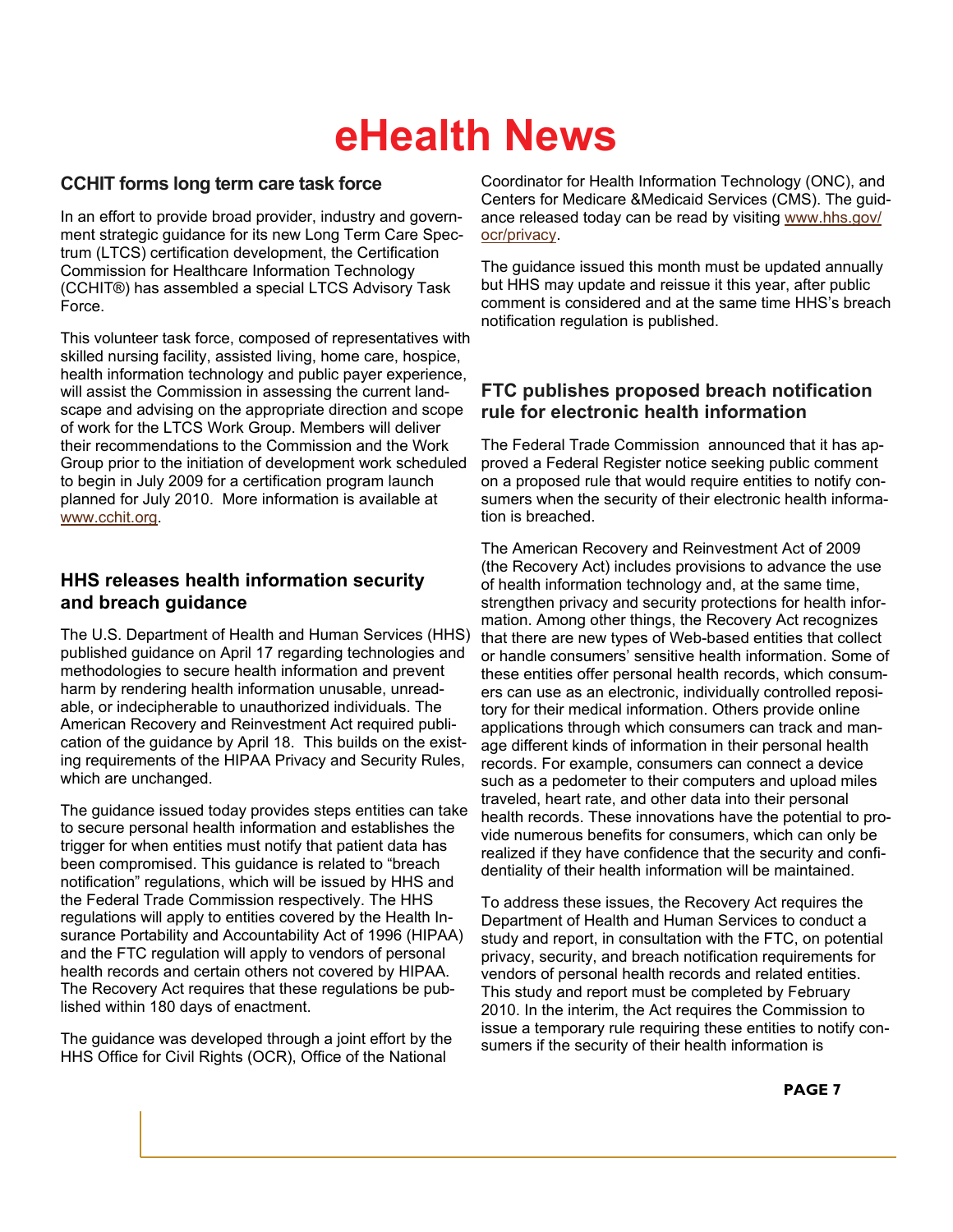# eHealth News

## CCHIT forms long term care task force

In an effort to provide broad provider, industry and government strategic guidance for its new Long Term Care Spectrum (LTCS) certification development, the Certification Commission for Healthcare Information Technology (CCHIT®) has assembled a special LTCS Advisory Task Force.

This volunteer task force, composed of representatives with skilled nursing facility, assisted living, home care, hospice, health information technology and public payer experience, will assist the Commission in assessing the current landscape and advising on the appropriate direction and scope of work for the LTCS Work Group. Members will deliver their recommendations to the Commission and the Work Group prior to the initiation of development work scheduled to begin in July 2009 for a certification program launch planned for July 2010. More information is available at www.cchit.org.

## HHS releases health information security and breach guidance

The U.S. Department of Health and Human Services (HHS) published guidance on April 17 regarding technologies and methodologies to secure health information and prevent harm by rendering health information unusable, unreadable, or indecipherable to unauthorized individuals. The American Recovery and Reinvestment Act required publication of the guidance by April 18. This builds on the existing requirements of the HIPAA Privacy and Security Rules, which are unchanged.

The guidance issued today provides steps entities can take to secure personal health information and establishes the trigger for when entities must notify that patient data has been compromised. This guidance is related to "breach notification" regulations, which will be issued by HHS and the Federal Trade Commission respectively. The HHS regulations will apply to entities covered by the Health Insurance Portability and Accountability Act of 1996 (HIPAA) and the FTC regulation will apply to vendors of personal health records and certain others not covered by HIPAA. The Recovery Act requires that these regulations be published within 180 days of enactment.

The guidance was developed through a joint effort by the HHS Office for Civil Rights (OCR), Office of the National Coordinator for Health Information Technology (ONC), and Centers for Medicare &Medicaid Services (CMS). The guidance released today can be read by visiting www.hhs.gov/ocr/privacy.

The guidance issued this month must be updated annually but HHS may update and reissue it this year, after public comment is considered and at the same time HHS's breach notification regulation is published.

## FTC publishes proposed breach notification rule for electronic health information

The Federal Trade Commission announced that it has approved a Federal Register notice seeking public comment on a proposed rule that would require entities to notify consumers when the security of their electronic health information is breached.

The American Recovery and Reinvestment Act of 2009 (the Recovery Act) includes provisions to advance the use of health information technology and, at the same time, strengthen privacy and security protections for health information. Among other things, the Recovery Act recognizes that there are new types of Web-based entities that collect or handle consumers' sensitive health information. Some of these entities offer personal health records, which consumers can use as an electronic, individually controlled repository for their medical information. Others provide online applications through which consumers can track and manage different kinds of information in their personal health records. For example, consumers can connect a device such as a pedometer to their computers and upload miles traveled, heart rate, and other data into their personal health records. These innovations have the potential to provide numerous benefits for consumers, which can only be realized if they have confidence that the security and confidentiality of their health information will be maintained.

To address these issues, the Recovery Act requires the Department of Health and Human Services to conduct a study and report, in consultation with the FTC, on potential privacy, security, and breach notification requirements for vendors of personal health records and related entities. This study and report must be completed by February 2010. In the interim, the Act requires the Commission to issue a temporary rule requiring these entities to notify consumers if the security of their health information is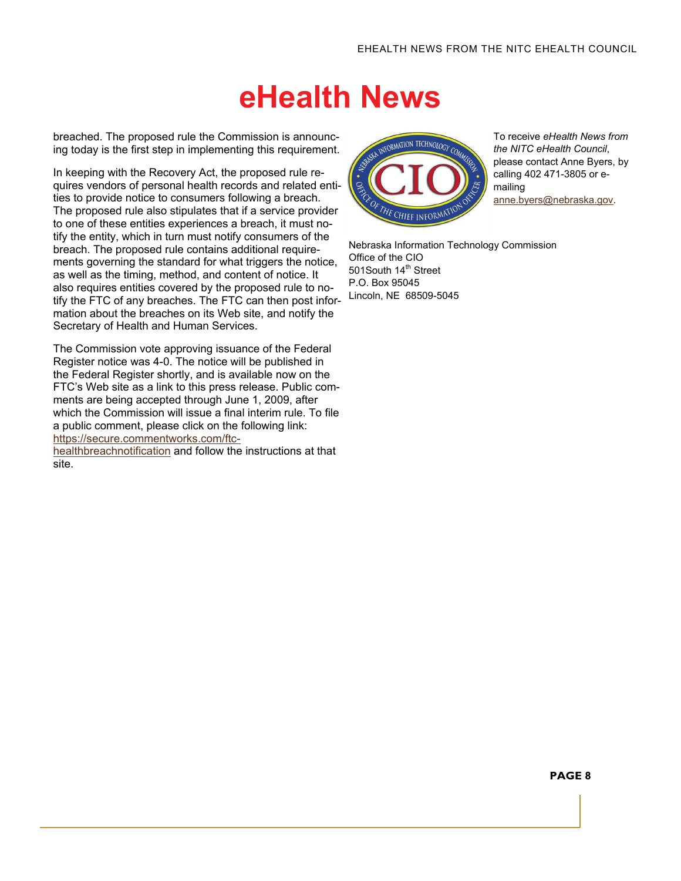# eHealth News

breached. The proposed rule the Commission is announcing today is the first step in implementing this requirement.

In keeping with the Recovery Act, the proposed rule requires vendors of personal health records and related entities to provide notice to consumers following a breach. The proposed rule also stipulates that if a service provider to one of these entities experiences a breach, it must notify the entity, which in turn must notify consumers of the breach. The proposed rule contains additional requirements governing the standard for what triggers the notice, as well as the timing, method, and content of notice. It also requires entities covered by the proposed rule to notify the FTC of any breaches. The FTC can then post information about the breaches on its Web site, and notify the Secretary of Health and Human Services.

The Commission vote approving issuance of the Federal Register notice was 4-0. The notice will be published in the Federal Register shortly, and is available now on the FTC's Web site as a link to this press release. Public comments are being accepted through June 1, 2009, after which the Commission will issue a final interim rule. To file a public comment, please click on the following link: https://secure.commentworks.com/ftc-healthbreachnotification and follow the instructions at that site.

To receive *eHealth News from the NITC eHealth Council*, please contact Anne Byers, by calling 402 471-3805 or e-mailing anne.byers@nebraska.gov.

Nebraska Information Technology Commission
Office of the CIO
501South 14th Street
P.O. Box 95045
Lincoln, NE 68509-5045